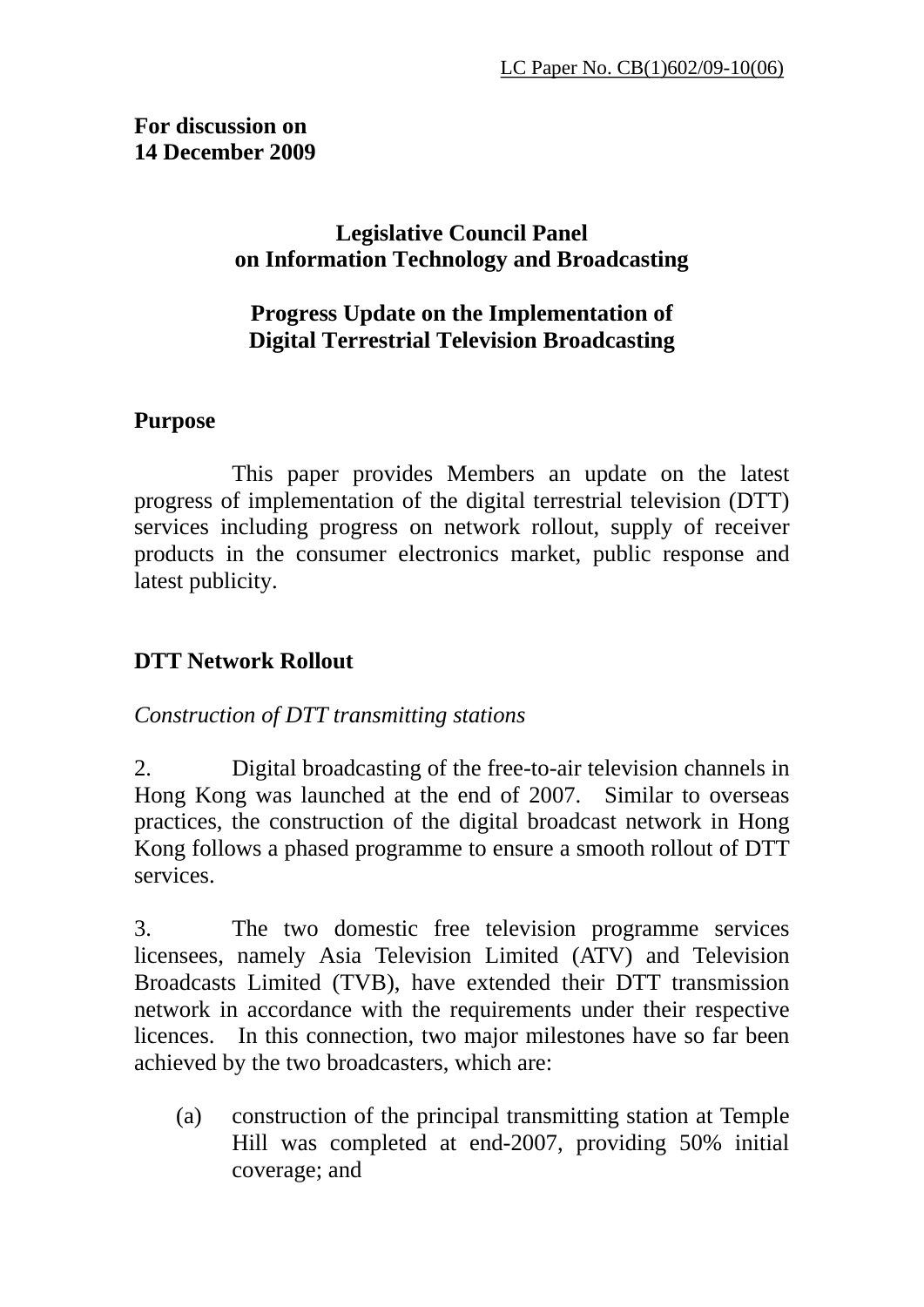LC Paper No. CB(1)602/09-10(06)

**For discussion on**
**14 December 2009**

**Legislative Council Panel**
**on Information Technology and Broadcasting**

**Progress Update on the Implementation of**
**Digital Terrestrial Television Broadcasting**

## Purpose

This paper provides Members an update on the latest progress of implementation of the digital terrestrial television (DTT) services including progress on network rollout, supply of receiver products in the consumer electronics market, public response and latest publicity.

## DTT Network Rollout

*Construction of DTT transmitting stations*

2. Digital broadcasting of the free-to-air television channels in Hong Kong was launched at the end of 2007. Similar to overseas practices, the construction of the digital broadcast network in Hong Kong follows a phased programme to ensure a smooth rollout of DTT services.

3. The two domestic free television programme services licensees, namely Asia Television Limited (ATV) and Television Broadcasts Limited (TVB), have extended their DTT transmission network in accordance with the requirements under their respective licences. In this connection, two major milestones have so far been achieved by the two broadcasters, which are:

(a) construction of the principal transmitting station at Temple Hill was completed at end-2007, providing 50% initial coverage; and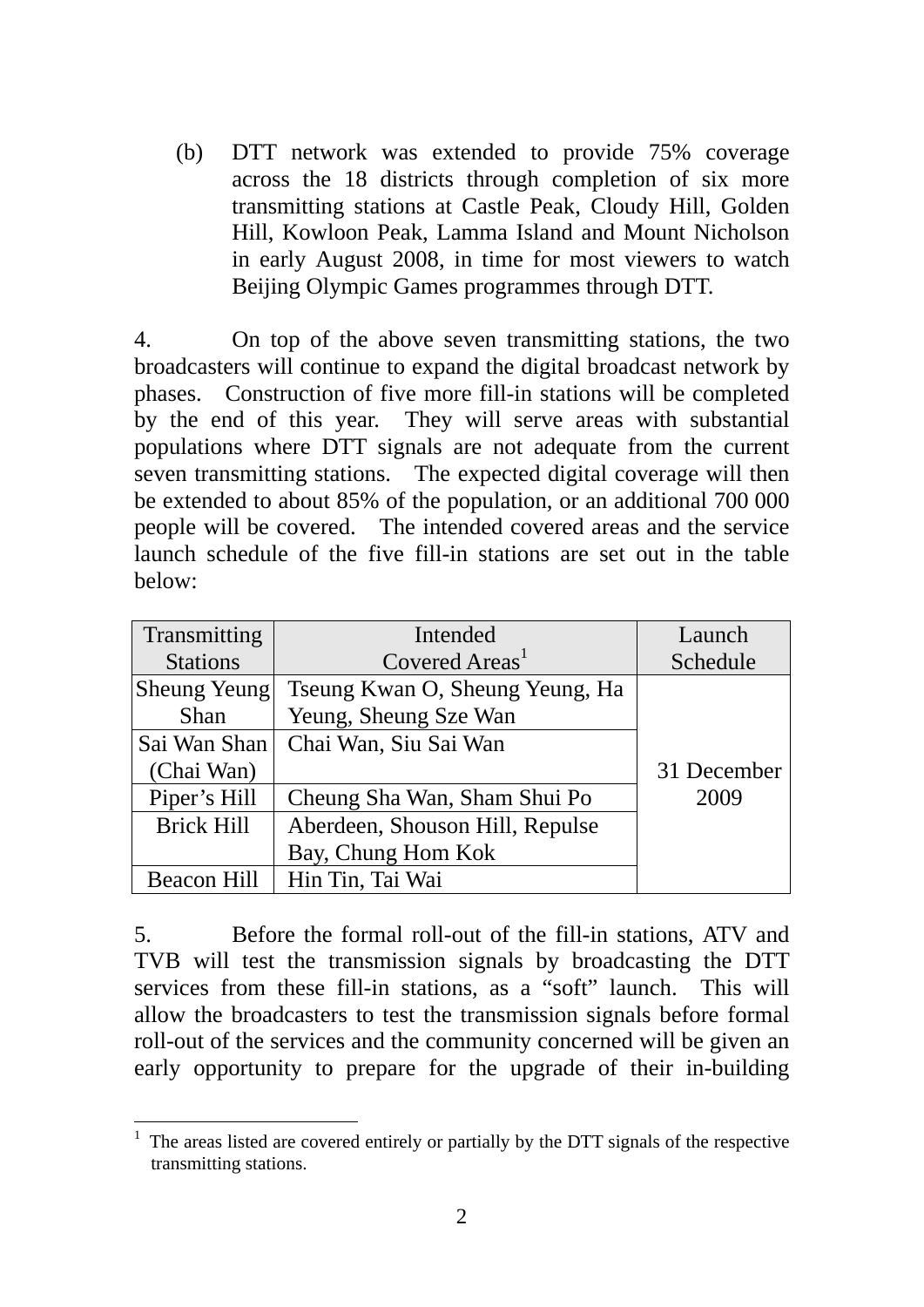(b) DTT network was extended to provide 75% coverage across the 18 districts through completion of six more transmitting stations at Castle Peak, Cloudy Hill, Golden Hill, Kowloon Peak, Lamma Island and Mount Nicholson in early August 2008, in time for most viewers to watch Beijing Olympic Games programmes through DTT.

4. On top of the above seven transmitting stations, the two broadcasters will continue to expand the digital broadcast network by phases. Construction of five more fill-in stations will be completed by the end of this year. They will serve areas with substantial populations where DTT signals are not adequate from the current seven transmitting stations. The expected digital coverage will then be extended to about 85% of the population, or an additional 700 000 people will be covered. The intended covered areas and the service launch schedule of the five fill-in stations are set out in the table below:

| Transmitting Stations | Intended Covered Areas[1] | Launch Schedule |
|---|---|---|
| Sheung Yeung Shan | Tseung Kwan O, Sheung Yeung, Ha Yeung, Sheung Sze Wan | 31 December 2009 |
| Sai Wan Shan (Chai Wan) | Chai Wan, Siu Sai Wan | |
| Piper's Hill | Cheung Sha Wan, Sham Shui Po | |
| Brick Hill | Aberdeen, Shouson Hill, Repulse Bay, Chung Hom Kok | |
| Beacon Hill | Hin Tin, Tai Wai | |

5. Before the formal roll-out of the fill-in stations, ATV and TVB will test the transmission signals by broadcasting the DTT services from these fill-in stations, as a "soft" launch. This will allow the broadcasters to test the transmission signals before formal roll-out of the services and the community concerned will be given an early opportunity to prepare for the upgrade of their in-building

[1] The areas listed are covered entirely or partially by the DTT signals of the respective transmitting stations.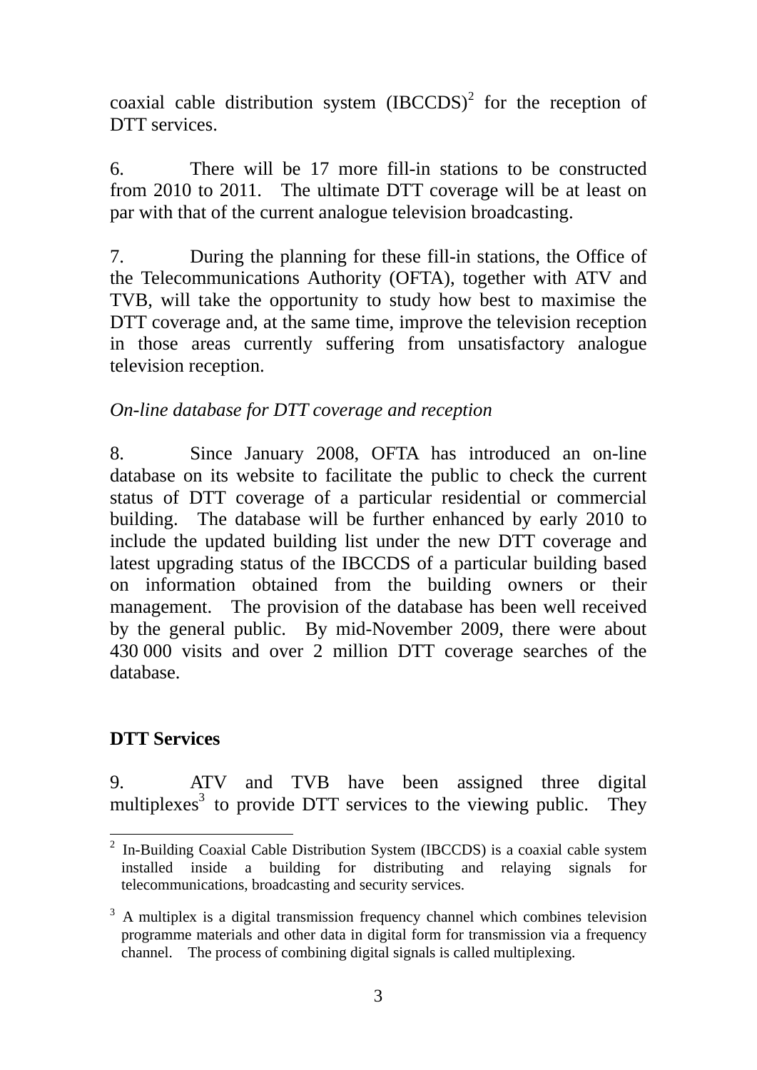coaxial cable distribution system (IBCCDS)[2] for the reception of DTT services.

6. There will be 17 more fill-in stations to be constructed from 2010 to 2011. The ultimate DTT coverage will be at least on par with that of the current analogue television broadcasting.

7. During the planning for these fill-in stations, the Office of the Telecommunications Authority (OFTA), together with ATV and TVB, will take the opportunity to study how best to maximise the DTT coverage and, at the same time, improve the television reception in those areas currently suffering from unsatisfactory analogue television reception.

*On-line database for DTT coverage and reception*

8. Since January 2008, OFTA has introduced an on-line database on its website to facilitate the public to check the current status of DTT coverage of a particular residential or commercial building. The database will be further enhanced by early 2010 to include the updated building list under the new DTT coverage and latest upgrading status of the IBCCDS of a particular building based on information obtained from the building owners or their management. The provision of the database has been well received by the general public. By mid-November 2009, there were about 430 000 visits and over 2 million DTT coverage searches of the database.

**DTT Services**

9. ATV and TVB have been assigned three digital multiplexes[3] to provide DTT services to the viewing public. They

---

[2] In-Building Coaxial Cable Distribution System (IBCCDS) is a coaxial cable system installed inside a building for distributing and relaying signals for telecommunications, broadcasting and security services.

[3] A multiplex is a digital transmission frequency channel which combines television programme materials and other data in digital form for transmission via a frequency channel. The process of combining digital signals is called multiplexing.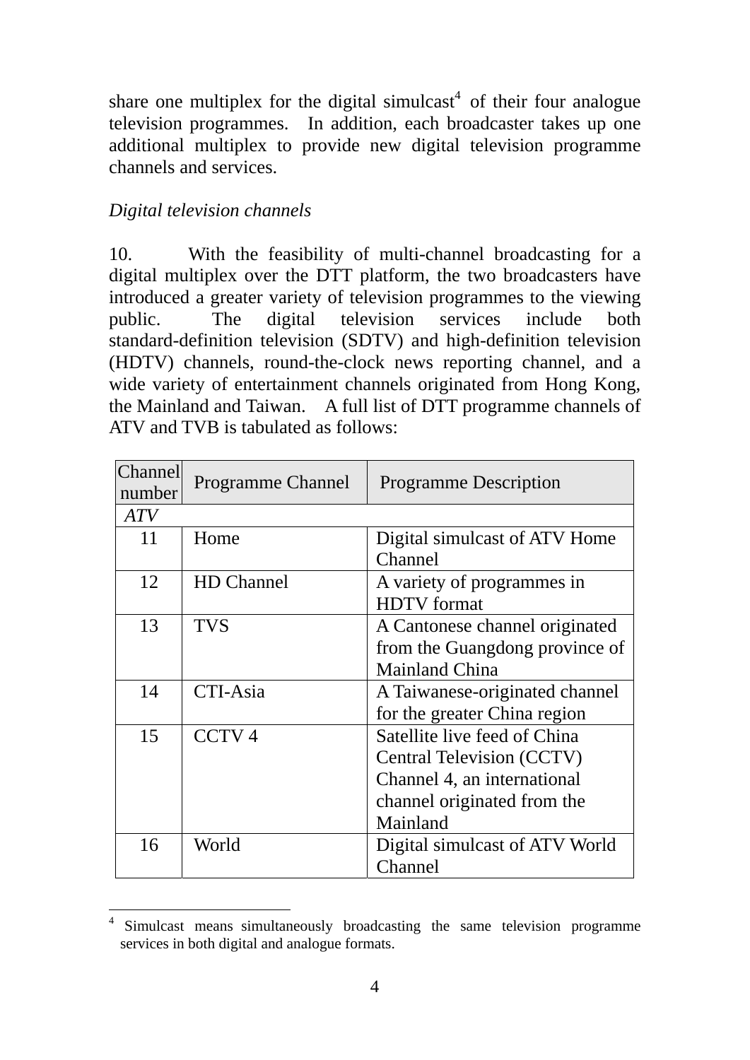share one multiplex for the digital simulcast[4] of their four analogue television programmes. In addition, each broadcaster takes up one additional multiplex to provide new digital television programme channels and services.

*Digital television channels*

10. With the feasibility of multi-channel broadcasting for a digital multiplex over the DTT platform, the two broadcasters have introduced a greater variety of television programmes to the viewing public. The digital television services include both standard-definition television (SDTV) and high-definition television (HDTV) channels, round-the-clock news reporting channel, and a wide variety of entertainment channels originated from Hong Kong, the Mainland and Taiwan. A full list of DTT programme channels of ATV and TVB is tabulated as follows:

| Channel number | Programme Channel | Programme Description |
|---|---|---|
| *ATV* | | |
| 11 | Home | Digital simulcast of ATV Home Channel |
| 12 | HD Channel | A variety of programmes in HDTV format |
| 13 | TVS | A Cantonese channel originated from the Guangdong province of Mainland China |
| 14 | CTI-Asia | A Taiwanese-originated channel for the greater China region |
| 15 | CCTV 4 | Satellite live feed of China Central Television (CCTV) Channel 4, an international channel originated from the Mainland |
| 16 | World | Digital simulcast of ATV World Channel |

---

[4] Simulcast means simultaneously broadcasting the same television programme services in both digital and analogue formats.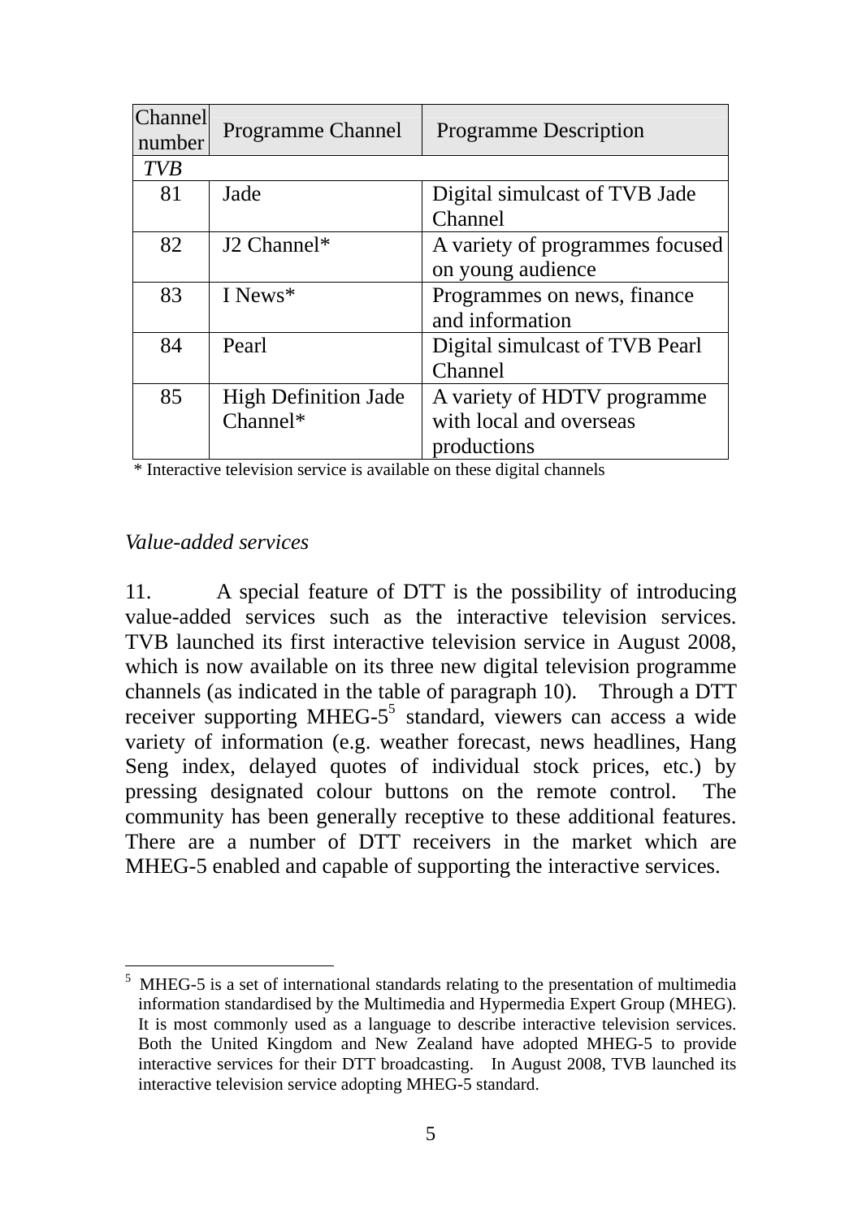| Channel number | Programme Channel | Programme Description |
| --- | --- | --- |
| *TVB* | | |
| 81 | Jade | Digital simulcast of TVB Jade Channel |
| 82 | J2 Channel* | A variety of programmes focused on young audience |
| 83 | I News* | Programmes on news, finance and information |
| 84 | Pearl | Digital simulcast of TVB Pearl Channel |
| 85 | High Definition Jade Channel* | A variety of HDTV programme with local and overseas productions |

\* Interactive television service is available on these digital channels

*Value-added services*

11. A special feature of DTT is the possibility of introducing value-added services such as the interactive television services. TVB launched its first interactive television service in August 2008, which is now available on its three new digital television programme channels (as indicated in the table of paragraph 10). Through a DTT receiver supporting MHEG-5[5] standard, viewers can access a wide variety of information (e.g. weather forecast, news headlines, Hang Seng index, delayed quotes of individual stock prices, etc.) by pressing designated colour buttons on the remote control. The community has been generally receptive to these additional features. There are a number of DTT receivers in the market which are MHEG-5 enabled and capable of supporting the interactive services.

---

[5] MHEG-5 is a set of international standards relating to the presentation of multimedia information standardised by the Multimedia and Hypermedia Expert Group (MHEG). It is most commonly used as a language to describe interactive television services. Both the United Kingdom and New Zealand have adopted MHEG-5 to provide interactive services for their DTT broadcasting. In August 2008, TVB launched its interactive television service adopting MHEG-5 standard.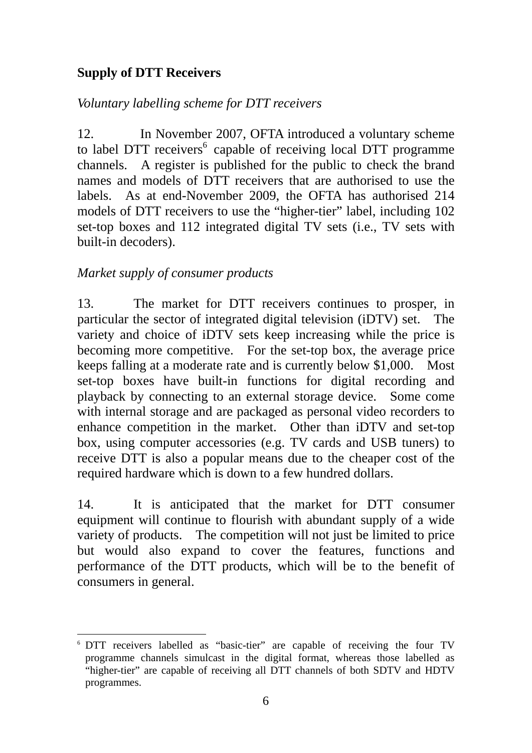**Supply of DTT Receivers**

*Voluntary labelling scheme for DTT receivers*

12. In November 2007, OFTA introduced a voluntary scheme to label DTT receivers[6] capable of receiving local DTT programme channels. A register is published for the public to check the brand names and models of DTT receivers that are authorised to use the labels. As at end-November 2009, the OFTA has authorised 214 models of DTT receivers to use the "higher-tier" label, including 102 set-top boxes and 112 integrated digital TV sets (i.e., TV sets with built-in decoders).

*Market supply of consumer products*

13. The market for DTT receivers continues to prosper, in particular the sector of integrated digital television (iDTV) set. The variety and choice of iDTV sets keep increasing while the price is becoming more competitive. For the set-top box, the average price keeps falling at a moderate rate and is currently below $1,000. Most set-top boxes have built-in functions for digital recording and playback by connecting to an external storage device. Some come with internal storage and are packaged as personal video recorders to enhance competition in the market. Other than iDTV and set-top box, using computer accessories (e.g. TV cards and USB tuners) to receive DTT is also a popular means due to the cheaper cost of the required hardware which is down to a few hundred dollars.

14. It is anticipated that the market for DTT consumer equipment will continue to flourish with abundant supply of a wide variety of products. The competition will not just be limited to price but would also expand to cover the features, functions and performance of the DTT products, which will be to the benefit of consumers in general.

---

[6] DTT receivers labelled as "basic-tier" are capable of receiving the four TV programme channels simulcast in the digital format, whereas those labelled as "higher-tier" are capable of receiving all DTT channels of both SDTV and HDTV programmes.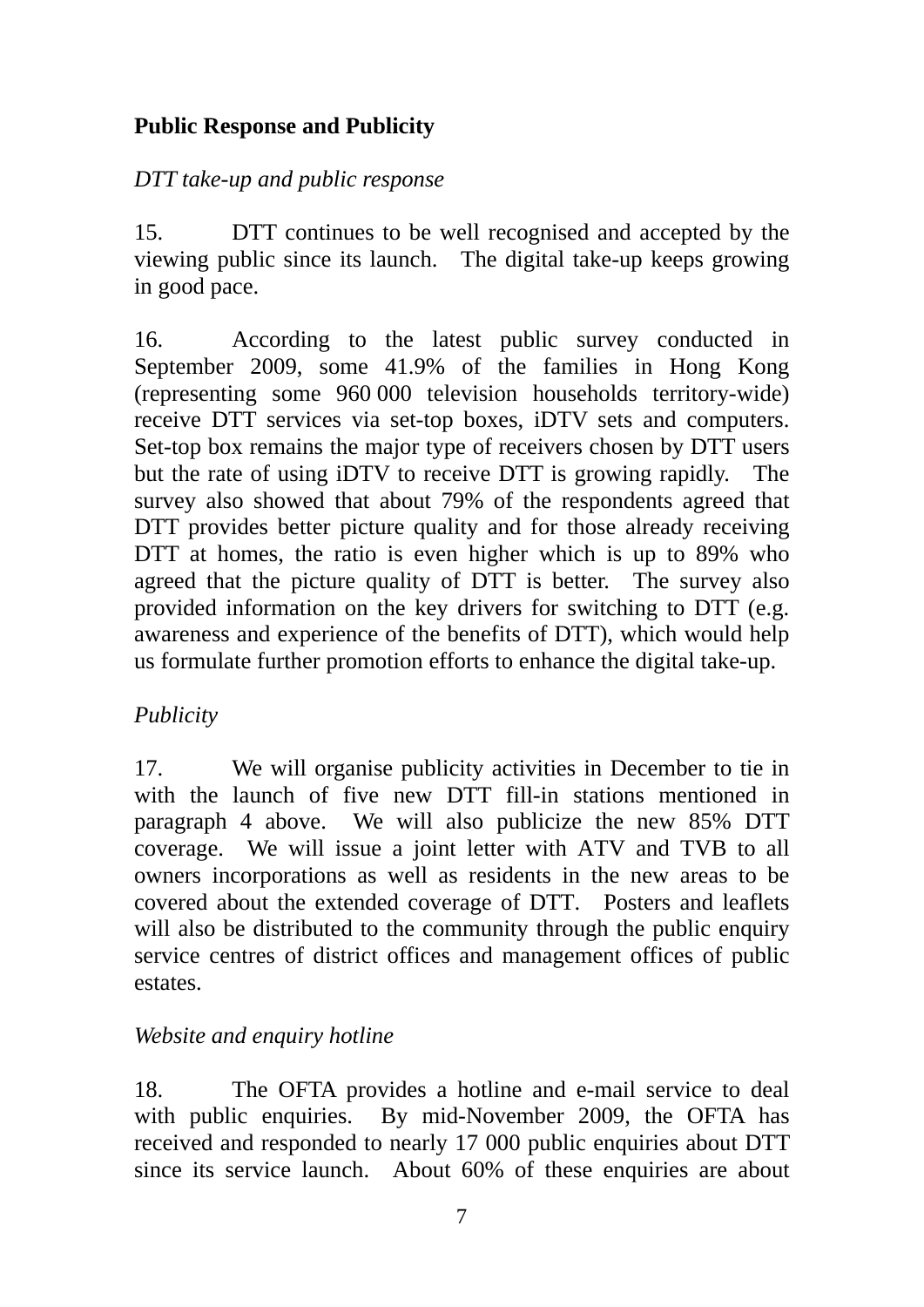**Public Response and Publicity**

*DTT take-up and public response*

15. DTT continues to be well recognised and accepted by the viewing public since its launch. The digital take-up keeps growing in good pace.

16. According to the latest public survey conducted in September 2009, some 41.9% of the families in Hong Kong (representing some 960 000 television households territory-wide) receive DTT services via set-top boxes, iDTV sets and computers. Set-top box remains the major type of receivers chosen by DTT users but the rate of using iDTV to receive DTT is growing rapidly. The survey also showed that about 79% of the respondents agreed that DTT provides better picture quality and for those already receiving DTT at homes, the ratio is even higher which is up to 89% who agreed that the picture quality of DTT is better. The survey also provided information on the key drivers for switching to DTT (e.g. awareness and experience of the benefits of DTT), which would help us formulate further promotion efforts to enhance the digital take-up.

*Publicity*

17. We will organise publicity activities in December to tie in with the launch of five new DTT fill-in stations mentioned in paragraph 4 above. We will also publicize the new 85% DTT coverage. We will issue a joint letter with ATV and TVB to all owners incorporations as well as residents in the new areas to be covered about the extended coverage of DTT. Posters and leaflets will also be distributed to the community through the public enquiry service centres of district offices and management offices of public estates.

*Website and enquiry hotline*

18. The OFTA provides a hotline and e-mail service to deal with public enquiries. By mid-November 2009, the OFTA has received and responded to nearly 17 000 public enquiries about DTT since its service launch. About 60% of these enquiries are about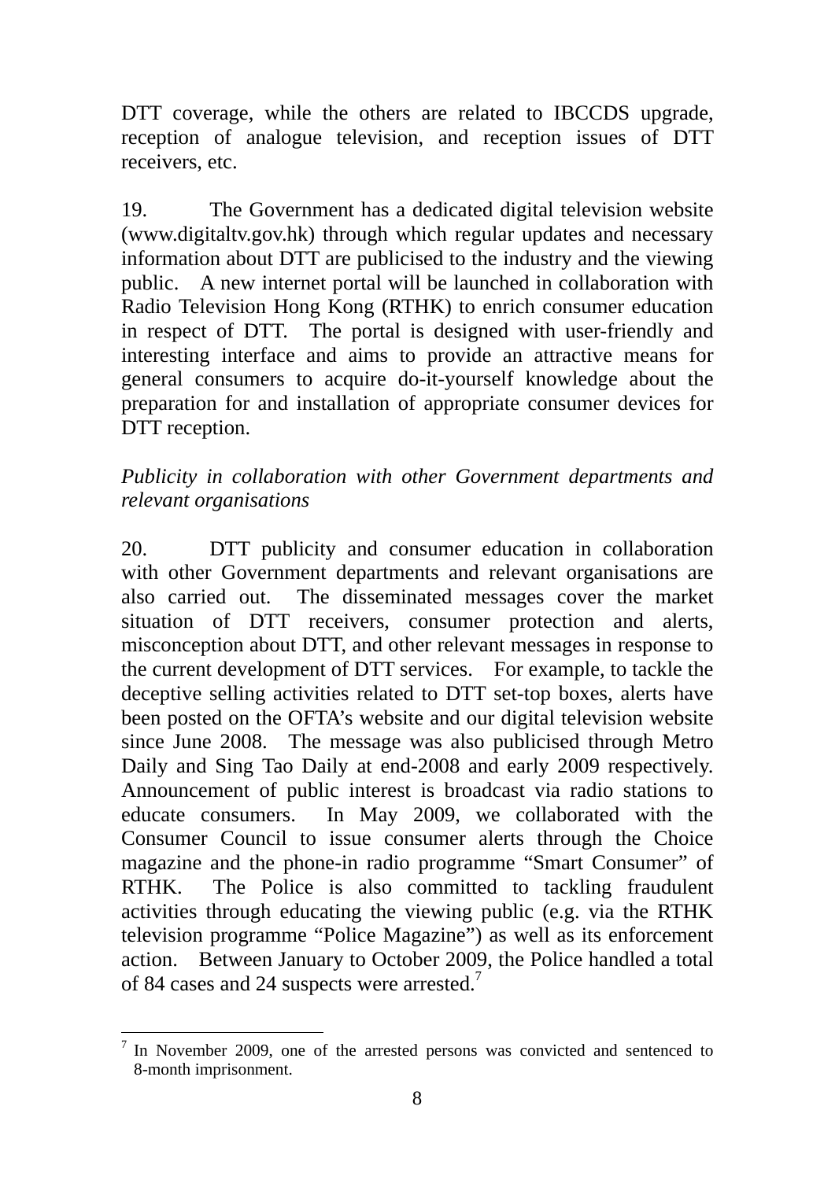DTT coverage, while the others are related to IBCCDS upgrade, reception of analogue television, and reception issues of DTT receivers, etc.

19. The Government has a dedicated digital television website (www.digitaltv.gov.hk) through which regular updates and necessary information about DTT are publicised to the industry and the viewing public. A new internet portal will be launched in collaboration with Radio Television Hong Kong (RTHK) to enrich consumer education in respect of DTT. The portal is designed with user-friendly and interesting interface and aims to provide an attractive means for general consumers to acquire do-it-yourself knowledge about the preparation for and installation of appropriate consumer devices for DTT reception.

*Publicity in collaboration with other Government departments and relevant organisations*

20. DTT publicity and consumer education in collaboration with other Government departments and relevant organisations are also carried out. The disseminated messages cover the market situation of DTT receivers, consumer protection and alerts, misconception about DTT, and other relevant messages in response to the current development of DTT services. For example, to tackle the deceptive selling activities related to DTT set-top boxes, alerts have been posted on the OFTA's website and our digital television website since June 2008. The message was also publicised through Metro Daily and Sing Tao Daily at end-2008 and early 2009 respectively. Announcement of public interest is broadcast via radio stations to educate consumers. In May 2009, we collaborated with the Consumer Council to issue consumer alerts through the Choice magazine and the phone-in radio programme "Smart Consumer" of RTHK. The Police is also committed to tackling fraudulent activities through educating the viewing public (e.g. via the RTHK television programme "Police Magazine") as well as its enforcement action. Between January to October 2009, the Police handled a total of 84 cases and 24 suspects were arrested.[7]

---

[7] In November 2009, one of the arrested persons was convicted and sentenced to 8-month imprisonment.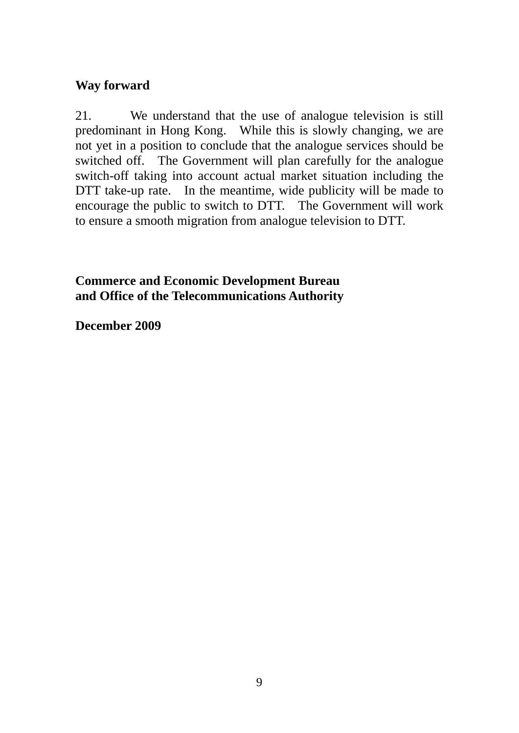**Way forward**

21. We understand that the use of analogue television is still predominant in Hong Kong. While this is slowly changing, we are not yet in a position to conclude that the analogue services should be switched off. The Government will plan carefully for the analogue switch-off taking into account actual market situation including the DTT take-up rate. In the meantime, wide publicity will be made to encourage the public to switch to DTT. The Government will work to ensure a smooth migration from analogue television to DTT.

**Commerce and Economic Development Bureau**
**and Office of the Telecommunications Authority**

**December 2009**